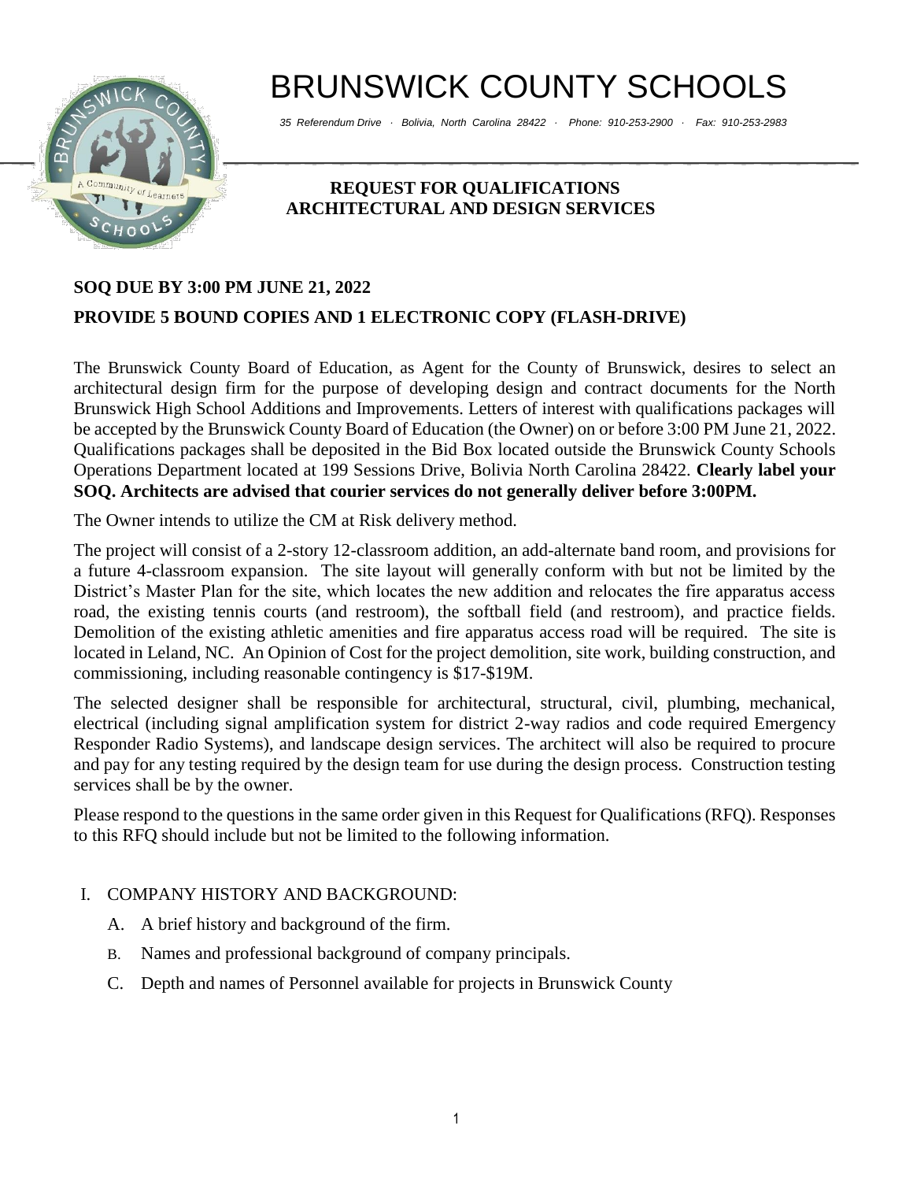# BRUNSWICK COUNTY SCHOOLS

*35 Referendum Drive · Bolivia, North Carolina 28422 · Phone: 910-253-2900 · Fax: 910-253-2983*

## REQUEST FOR QUALIFICATIONS
## ARCHITECTURAL AND DESIGN SERVICES

**SOQ DUE BY 3:00 PM JUNE 21, 2022**

**PROVIDE 5 BOUND COPIES AND 1 ELECTRONIC COPY (FLASH-DRIVE)**

The Brunswick County Board of Education, as Agent for the County of Brunswick, desires to select an architectural design firm for the purpose of developing design and contract documents for the North Brunswick High School Additions and Improvements. Letters of interest with qualifications packages will be accepted by the Brunswick County Board of Education (the Owner) on or before 3:00 PM June 21, 2022. Qualifications packages shall be deposited in the Bid Box located outside the Brunswick County Schools Operations Department located at 199 Sessions Drive, Bolivia North Carolina 28422. **Clearly label your SOQ. Architects are advised that courier services do not generally deliver before 3:00PM.**

The Owner intends to utilize the CM at Risk delivery method.

The project will consist of a 2-story 12-classroom addition, an add-alternate band room, and provisions for a future 4-classroom expansion. The site layout will generally conform with but not be limited by the District's Master Plan for the site, which locates the new addition and relocates the fire apparatus access road, the existing tennis courts (and restroom), the softball field (and restroom), and practice fields. Demolition of the existing athletic amenities and fire apparatus access road will be required. The site is located in Leland, NC. An Opinion of Cost for the project demolition, site work, building construction, and commissioning, including reasonable contingency is $17-$19M.

The selected designer shall be responsible for architectural, structural, civil, plumbing, mechanical, electrical (including signal amplification system for district 2-way radios and code required Emergency Responder Radio Systems), and landscape design services. The architect will also be required to procure and pay for any testing required by the design team for use during the design process. Construction testing services shall be by the owner.

Please respond to the questions in the same order given in this Request for Qualifications (RFQ). Responses to this RFQ should include but not be limited to the following information.

I. COMPANY HISTORY AND BACKGROUND:

   A. A brief history and background of the firm.

   B. Names and professional background of company principals.

   C. Depth and names of Personnel available for projects in Brunswick County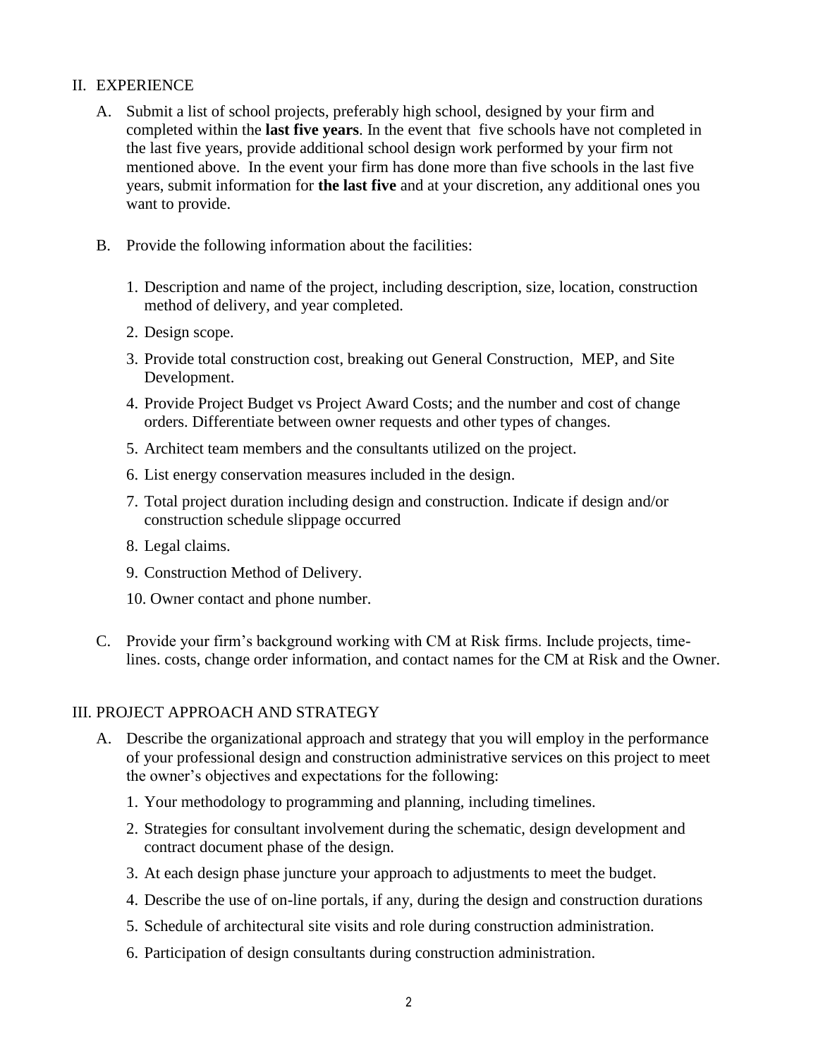## II. EXPERIENCE

A. Submit a list of school projects, preferably high school, designed by your firm and completed within the **last five years**. In the event that five schools have not completed in the last five years, provide additional school design work performed by your firm not mentioned above. In the event your firm has done more than five schools in the last five years, submit information for **the last five** and at your discretion, any additional ones you want to provide.

B. Provide the following information about the facilities:

   1. Description and name of the project, including description, size, location, construction method of delivery, and year completed.
   2. Design scope.
   3. Provide total construction cost, breaking out General Construction, MEP, and Site Development.
   4. Provide Project Budget vs Project Award Costs; and the number and cost of change orders. Differentiate between owner requests and other types of changes.
   5. Architect team members and the consultants utilized on the project.
   6. List energy conservation measures included in the design.
   7. Total project duration including design and construction. Indicate if design and/or construction schedule slippage occurred
   8. Legal claims.
   9. Construction Method of Delivery.
   10. Owner contact and phone number.

C. Provide your firm's background working with CM at Risk firms. Include projects, time-lines. costs, change order information, and contact names for the CM at Risk and the Owner.

## III. PROJECT APPROACH AND STRATEGY

A. Describe the organizational approach and strategy that you will employ in the performance of your professional design and construction administrative services on this project to meet the owner's objectives and expectations for the following:

   1. Your methodology to programming and planning, including timelines.
   2. Strategies for consultant involvement during the schematic, design development and contract document phase of the design.
   3. At each design phase juncture your approach to adjustments to meet the budget.
   4. Describe the use of on-line portals, if any, during the design and construction durations
   5. Schedule of architectural site visits and role during construction administration.
   6. Participation of design consultants during construction administration.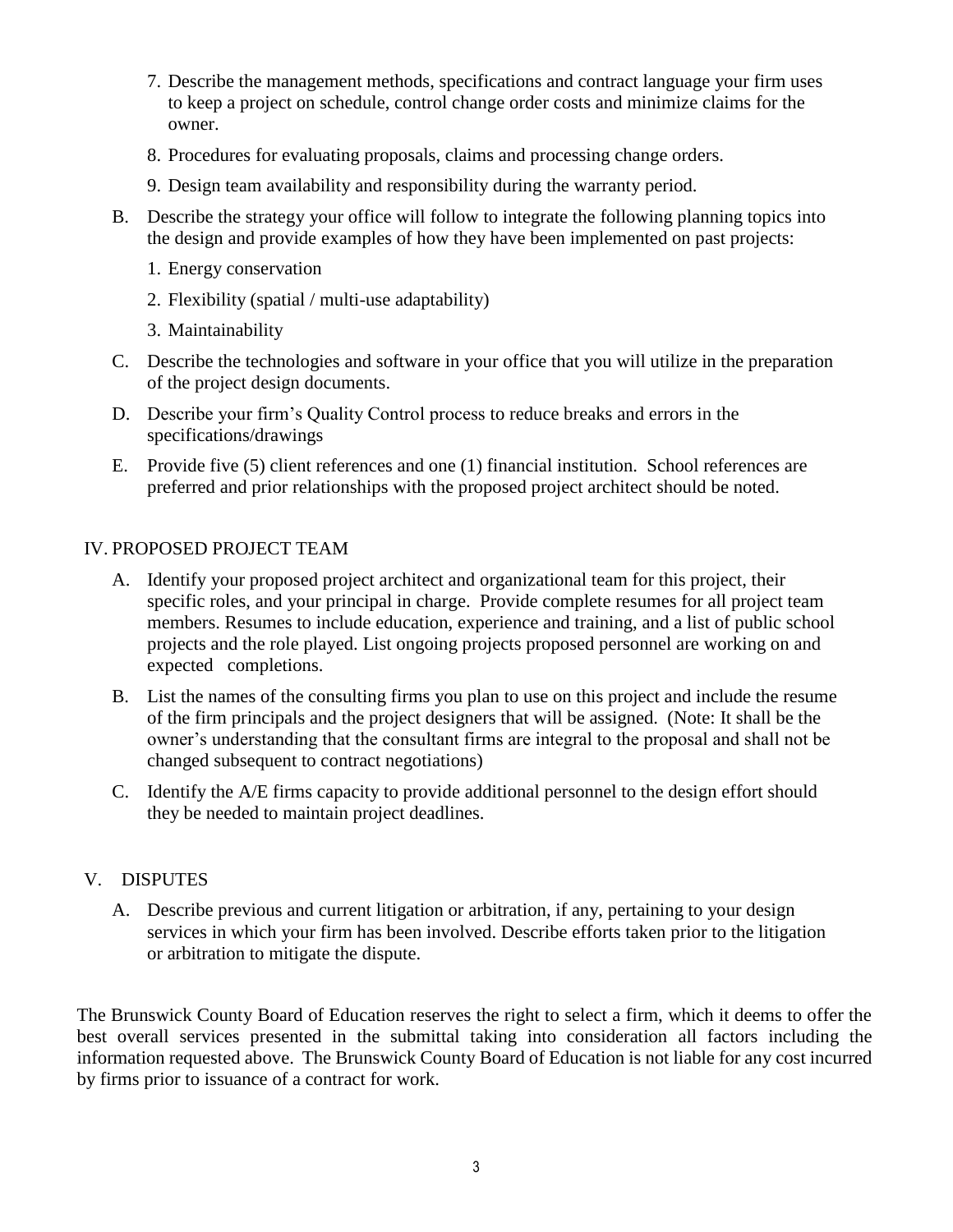7. Describe the management methods, specifications and contract language your firm uses to keep a project on schedule, control change order costs and minimize claims for the owner.

8. Procedures for evaluating proposals, claims and processing change orders.

9. Design team availability and responsibility during the warranty period.

B. Describe the strategy your office will follow to integrate the following planning topics into the design and provide examples of how they have been implemented on past projects:

   1. Energy conservation

   2. Flexibility (spatial / multi-use adaptability)

   3. Maintainability

C. Describe the technologies and software in your office that you will utilize in the preparation of the project design documents.

D. Describe your firm's Quality Control process to reduce breaks and errors in the specifications/drawings

E. Provide five (5) client references and one (1) financial institution. School references are preferred and prior relationships with the proposed project architect should be noted.

## IV. PROPOSED PROJECT TEAM

A. Identify your proposed project architect and organizational team for this project, their specific roles, and your principal in charge. Provide complete resumes for all project team members. Resumes to include education, experience and training, and a list of public school projects and the role played. List ongoing projects proposed personnel are working on and expected completions.

B. List the names of the consulting firms you plan to use on this project and include the resume of the firm principals and the project designers that will be assigned. (Note: It shall be the owner's understanding that the consultant firms are integral to the proposal and shall not be changed subsequent to contract negotiations)

C. Identify the A/E firms capacity to provide additional personnel to the design effort should they be needed to maintain project deadlines.

## V. DISPUTES

A. Describe previous and current litigation or arbitration, if any, pertaining to your design services in which your firm has been involved. Describe efforts taken prior to the litigation or arbitration to mitigate the dispute.

The Brunswick County Board of Education reserves the right to select a firm, which it deems to offer the best overall services presented in the submittal taking into consideration all factors including the information requested above. The Brunswick County Board of Education is not liable for any cost incurred by firms prior to issuance of a contract for work.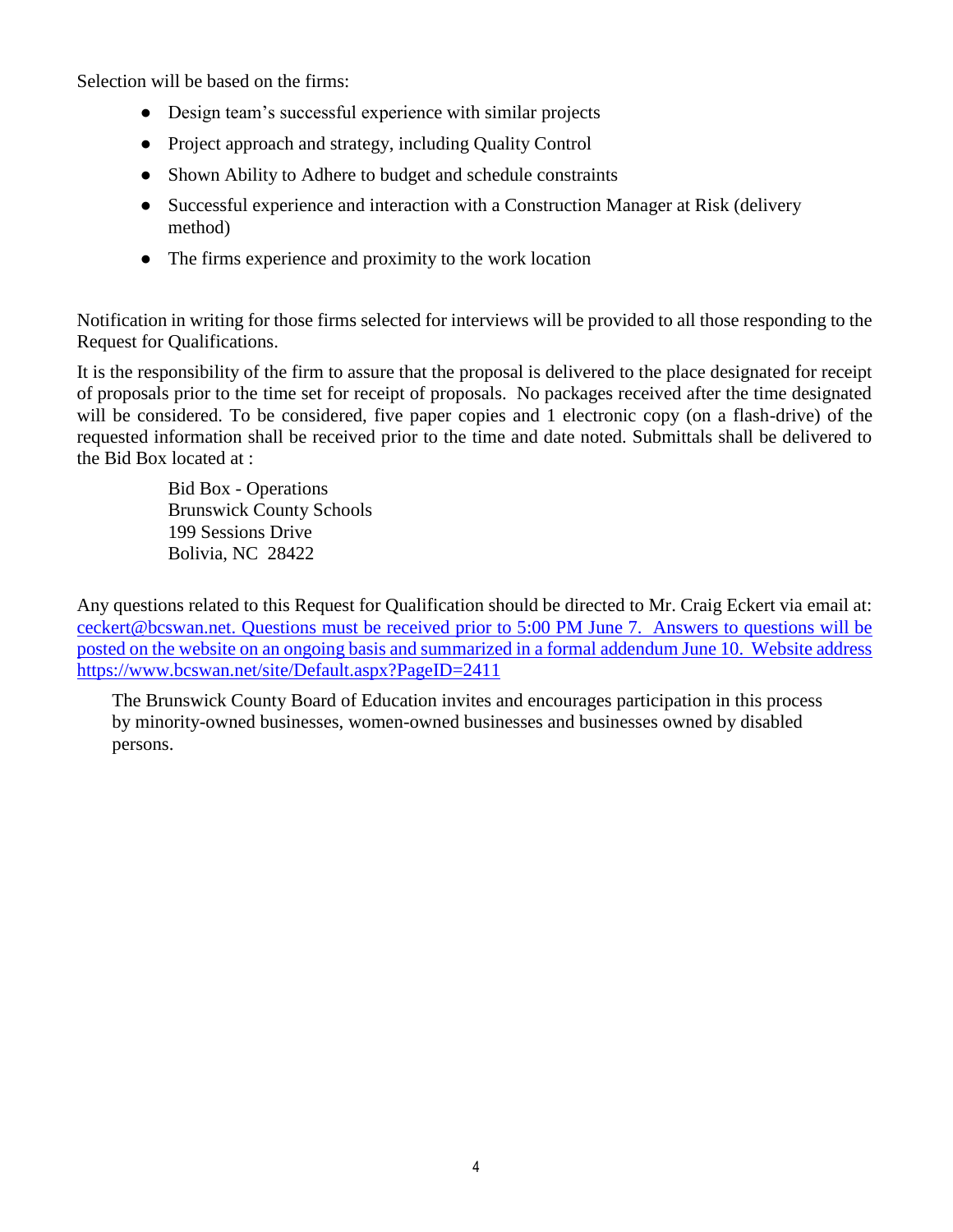Selection will be based on the firms:

- Design team's successful experience with similar projects
- Project approach and strategy, including Quality Control
- Shown Ability to Adhere to budget and schedule constraints
- Successful experience and interaction with a Construction Manager at Risk (delivery method)
- The firms experience and proximity to the work location

Notification in writing for those firms selected for interviews will be provided to all those responding to the Request for Qualifications.

It is the responsibility of the firm to assure that the proposal is delivered to the place designated for receipt of proposals prior to the time set for receipt of proposals. No packages received after the time designated will be considered. To be considered, five paper copies and 1 electronic copy (on a flash-drive) of the requested information shall be received prior to the time and date noted. Submittals shall be delivered to the Bid Box located at :

Bid Box - Operations  
Brunswick County Schools  
199 Sessions Drive  
Bolivia, NC 28422

Any questions related to this Request for Qualification should be directed to Mr. Craig Eckert via email at: ceckert@bcswan.net. Questions must be received prior to 5:00 PM June 7. Answers to questions will be posted on the website on an ongoing basis and summarized in a formal addendum June 10. Website address https://www.bcswan.net/site/Default.aspx?PageID=2411

The Brunswick County Board of Education invites and encourages participation in this process by minority-owned businesses, women-owned businesses and businesses owned by disabled persons.